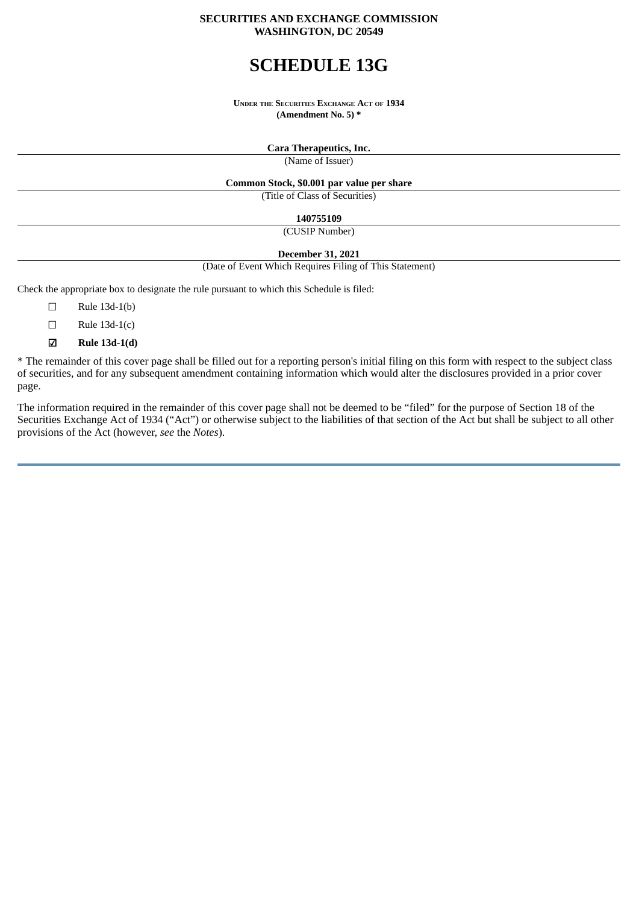**SECURITIES AND EXCHANGE COMMISSION**
**WASHINGTON, DC 20549**

# SCHEDULE 13G

**UNDER THE SECURITIES EXCHANGE ACT OF 1934**
**(Amendment No. 5) ***

**Cara Therapeutics, Inc.**
(Name of Issuer)

**Common Stock, $0.001 par value per share**
(Title of Class of Securities)

**140755109**
(CUSIP Number)

**December 31, 2021**
(Date of Event Which Requires Filing of This Statement)

Check the appropriate box to designate the rule pursuant to which this Schedule is filed:

☐ Rule 13d-1(b)

☐ Rule 13d-1(c)

☑ **Rule 13d-1(d)**

* The remainder of this cover page shall be filled out for a reporting person's initial filing on this form with respect to the subject class of securities, and for any subsequent amendment containing information which would alter the disclosures provided in a prior cover page.

The information required in the remainder of this cover page shall not be deemed to be "filed" for the purpose of Section 18 of the Securities Exchange Act of 1934 ("Act") or otherwise subject to the liabilities of that section of the Act but shall be subject to all other provisions of the Act (however, *see* the *Notes*).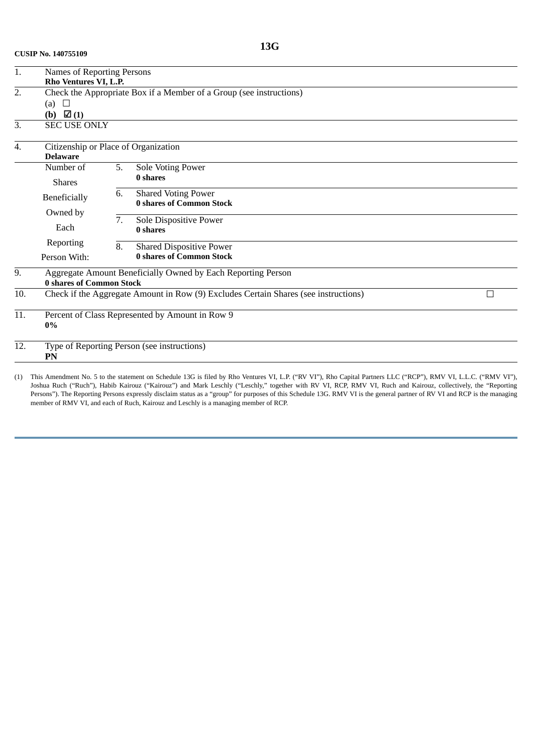**CUSIP No. 140755109**

# 13G

| | | | |
|---|---|---|---|
| 1. | Names of Reporting Persons<br>**Rho Ventures VI, L.P.** | | |
| 2. | Check the Appropriate Box if a Member of a Group (see instructions)<br>(a) ☐<br>**(b) ☑ (1)** | | |
| 3. | SEC USE ONLY | | |
| 4. | Citizenship or Place of Organization<br>**Delaware** | | |
| Number of Shares Beneficially Owned by Each Reporting Person With: | 5. | Sole Voting Power<br>**0 shares** | |
| | 6. | Shared Voting Power<br>**0 shares of Common Stock** | |
| | 7. | Sole Dispositive Power<br>**0 shares** | |
| | 8. | Shared Dispositive Power<br>**0 shares of Common Stock** | |
| 9. | Aggregate Amount Beneficially Owned by Each Reporting Person<br>**0 shares of Common Stock** | | |
| 10. | Check if the Aggregate Amount in Row (9) Excludes Certain Shares (see instructions) | | ☐ |
| 11. | Percent of Class Represented by Amount in Row 9<br>**0%** | | |
| 12. | Type of Reporting Person (see instructions)<br>**PN** | | |

(1) This Amendment No. 5 to the statement on Schedule 13G is filed by Rho Ventures VI, L.P. ("RV VI"), Rho Capital Partners LLC ("RCP"), RMV VI, L.L.C. ("RMV VI"), Joshua Ruch ("Ruch"), Habib Kairouz ("Kairouz") and Mark Leschly ("Leschly," together with RV VI, RCP, RMV VI, Ruch and Kairouz, collectively, the "Reporting Persons"). The Reporting Persons expressly disclaim status as a "group" for purposes of this Schedule 13G. RMV VI is the general partner of RV VI and RCP is the managing member of RMV VI, and each of Ruch, Kairouz and Leschly is a managing member of RCP.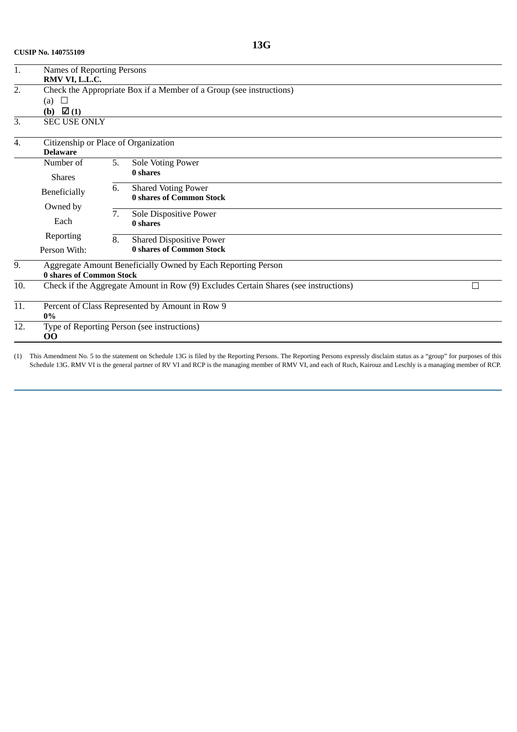**CUSIP No. 140755109**

**13G**

| | | | |
|---|---|---|---|
| 1. | Names of Reporting Persons<br>**RMV VI, L.L.C.** | | |
| 2. | Check the Appropriate Box if a Member of a Group (see instructions)<br>(a) ☐<br>**(b) ☑ (1)** | | |
| 3. | SEC USE ONLY | | |
| 4. | Citizenship or Place of Organization<br>**Delaware** | | |
| Number of Shares Beneficially Owned by Each Reporting Person With: | 5. | Sole Voting Power<br>**0 shares** | |
| | 6. | Shared Voting Power<br>**0 shares of Common Stock** | |
| | 7. | Sole Dispositive Power<br>**0 shares** | |
| | 8. | Shared Dispositive Power<br>**0 shares of Common Stock** | |
| 9. | Aggregate Amount Beneficially Owned by Each Reporting Person<br>**0 shares of Common Stock** | | |
| 10. | Check if the Aggregate Amount in Row (9) Excludes Certain Shares (see instructions) | | ☐ |
| 11. | Percent of Class Represented by Amount in Row 9<br>**0%** | | |
| 12. | Type of Reporting Person (see instructions)<br>**OO** | | |

(1) This Amendment No. 5 to the statement on Schedule 13G is filed by the Reporting Persons. The Reporting Persons expressly disclaim status as a "group" for purposes of this Schedule 13G. RMV VI is the general partner of RV VI and RCP is the managing member of RMV VI, and each of Ruch, Kairouz and Leschly is a managing member of RCP.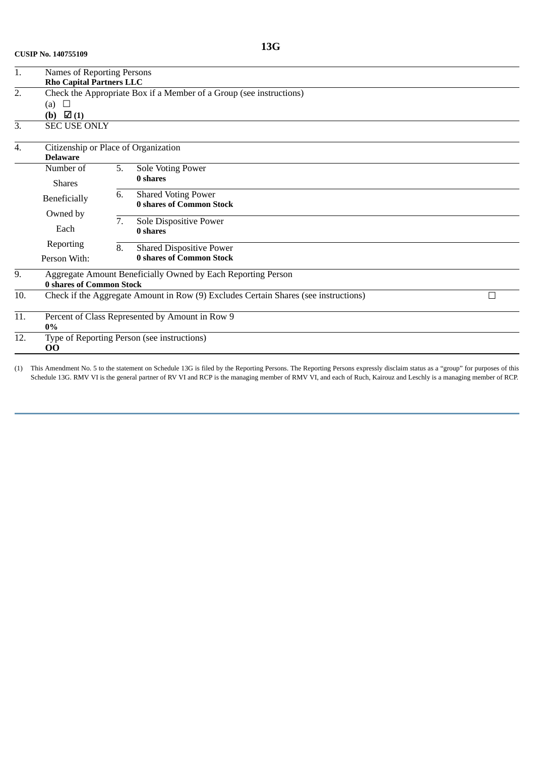**CUSIP No. 140755109**

**13G**

| | | | |
|---|---|---|---|
| 1. | Names of Reporting Persons<br>**Rho Capital Partners LLC** | | |
| 2. | Check the Appropriate Box if a Member of a Group (see instructions)<br>(a) ☐<br>**(b) ☑ (1)** | | |
| 3. | SEC USE ONLY | | |
| 4. | Citizenship or Place of Organization<br>**Delaware** | | |
| Number of Shares Beneficially Owned by Each Reporting Person With: | 5. | Sole Voting Power<br>**0 shares** | |
| | 6. | Shared Voting Power<br>**0 shares of Common Stock** | |
| | 7. | Sole Dispositive Power<br>**0 shares** | |
| | 8. | Shared Dispositive Power<br>**0 shares of Common Stock** | |
| 9. | Aggregate Amount Beneficially Owned by Each Reporting Person<br>**0 shares of Common Stock** | | |
| 10. | Check if the Aggregate Amount in Row (9) Excludes Certain Shares (see instructions) | | ☐ |
| 11. | Percent of Class Represented by Amount in Row 9<br>**0%** | | |
| 12. | Type of Reporting Person (see instructions)<br>**OO** | | |

(1) This Amendment No. 5 to the statement on Schedule 13G is filed by the Reporting Persons. The Reporting Persons expressly disclaim status as a "group" for purposes of this Schedule 13G. RMV VI is the general partner of RV VI and RCP is the managing member of RMV VI, and each of Ruch, Kairouz and Leschly is a managing member of RCP.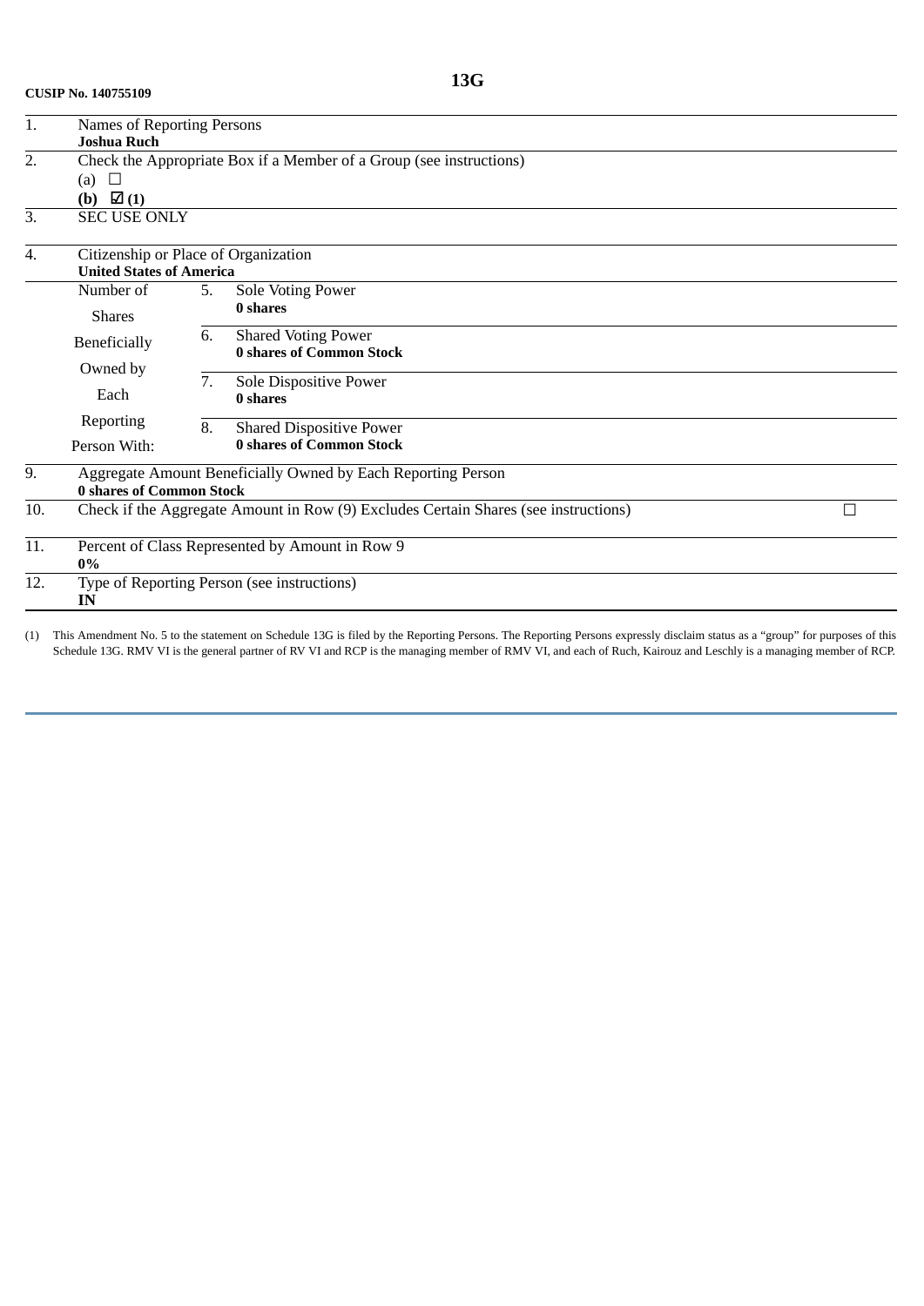**CUSIP No. 140755109**

**13G**

| | | | |
|---|---|---|---|
| 1. | Names of Reporting Persons<br>**Joshua Ruch** | | |
| 2. | Check the Appropriate Box if a Member of a Group (see instructions)<br>(a) ☐<br>**(b) ☑ (1)** | | |
| 3. | SEC USE ONLY | | |
| 4. | Citizenship or Place of Organization<br>**United States of America** | | |
| Number of Shares Beneficially Owned by Each Reporting Person With: | | 5. | Sole Voting Power<br>**0 shares** |
| | | 6. | Shared Voting Power<br>**0 shares of Common Stock** |
| | | 7. | Sole Dispositive Power<br>**0 shares** |
| | | 8. | Shared Dispositive Power<br>**0 shares of Common Stock** |
| 9. | Aggregate Amount Beneficially Owned by Each Reporting Person<br>**0 shares of Common Stock** | | |
| 10. | Check if the Aggregate Amount in Row (9) Excludes Certain Shares (see instructions) ☐ | | |
| 11. | Percent of Class Represented by Amount in Row 9<br>**0%** | | |
| 12. | Type of Reporting Person (see instructions)<br>**IN** | | |

(1) This Amendment No. 5 to the statement on Schedule 13G is filed by the Reporting Persons. The Reporting Persons expressly disclaim status as a "group" for purposes of this Schedule 13G. RMV VI is the general partner of RV VI and RCP is the managing member of RMV VI, and each of Ruch, Kairouz and Leschly is a managing member of RCP.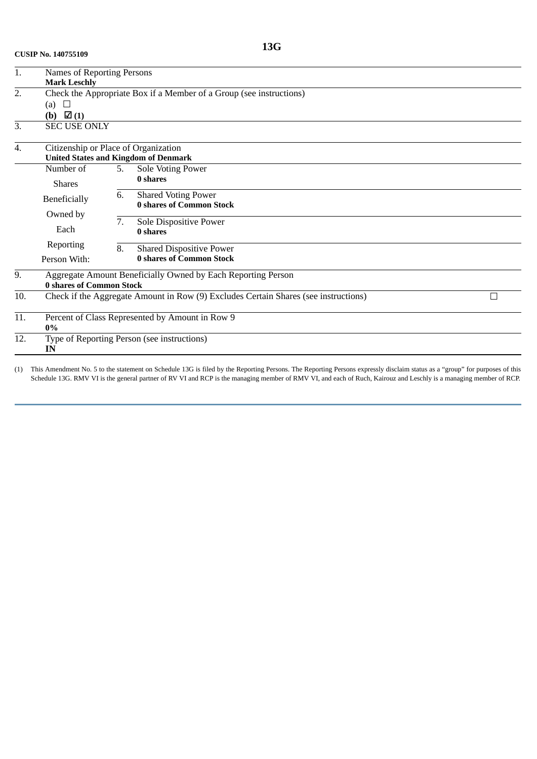CUSIP No. 140755109

**13G**

| | | | |
|---|---|---|---|
| 1. | Names of Reporting Persons<br>**Mark Leschly** | | |
| 2. | Check the Appropriate Box if a Member of a Group (see instructions)<br>(a) ☐<br>**(b) ☑ (1)** | | |
| 3. | SEC USE ONLY | | |
| 4. | Citizenship or Place of Organization<br>**United States and Kingdom of Denmark** | | |
| Number of Shares Beneficially Owned by Each Reporting Person With: | 5. | Sole Voting Power<br>**0 shares** | |
| | 6. | Shared Voting Power<br>**0 shares of Common Stock** | |
| | 7. | Sole Dispositive Power<br>**0 shares** | |
| | 8. | Shared Dispositive Power<br>**0 shares of Common Stock** | |
| 9. | Aggregate Amount Beneficially Owned by Each Reporting Person<br>**0 shares of Common Stock** | | |
| 10. | Check if the Aggregate Amount in Row (9) Excludes Certain Shares (see instructions) | | ☐ |
| 11. | Percent of Class Represented by Amount in Row 9<br>**0%** | | |
| 12. | Type of Reporting Person (see instructions)<br>**IN** | | |

(1) This Amendment No. 5 to the statement on Schedule 13G is filed by the Reporting Persons. The Reporting Persons expressly disclaim status as a "group" for purposes of this Schedule 13G. RMV VI is the general partner of RV VI and RCP is the managing member of RMV VI, and each of Ruch, Kairouz and Leschly is a managing member of RCP.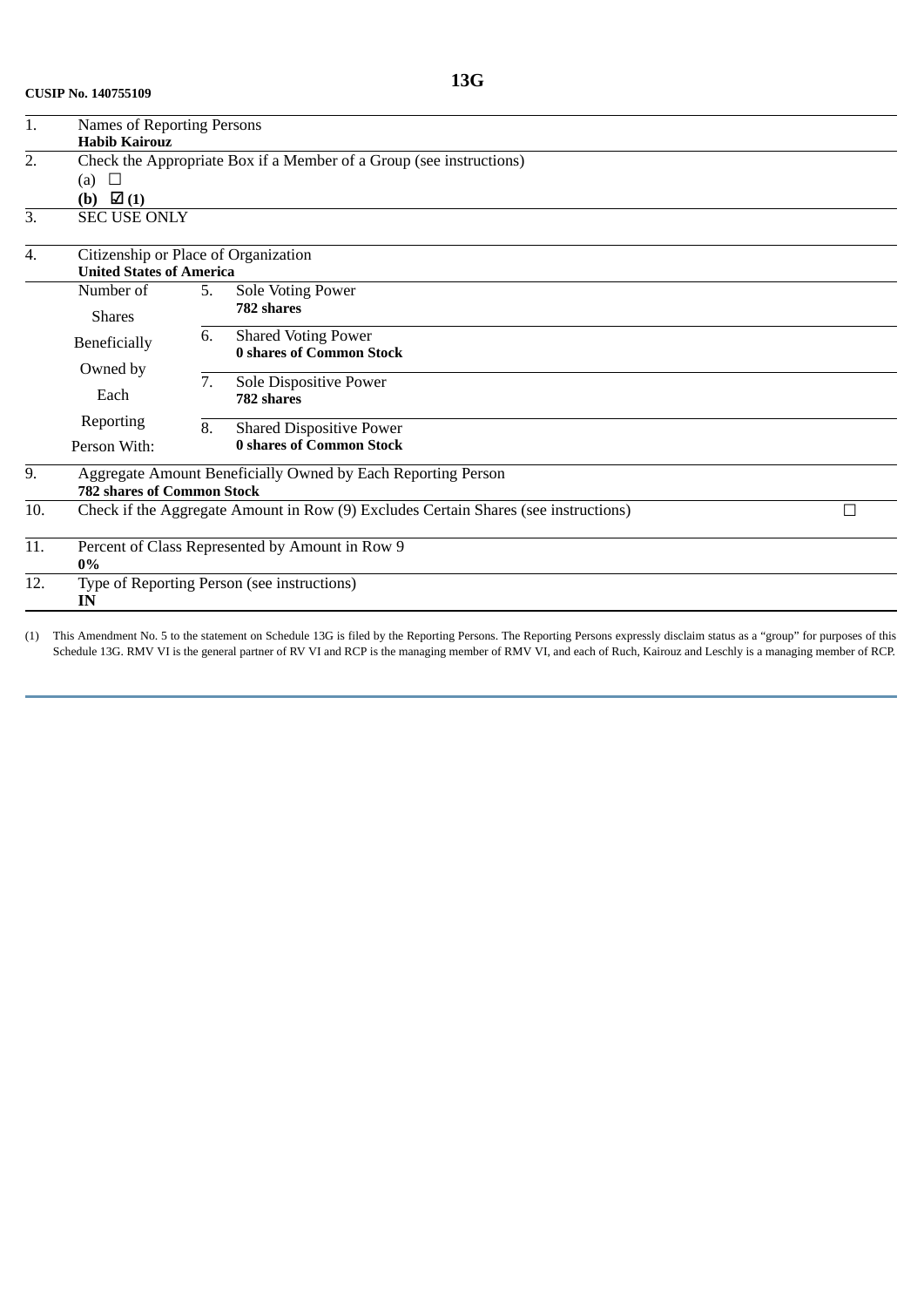**13G**

**CUSIP No. 140755109**

| | | | |
|---|---|---|---|
| 1. | Names of Reporting Persons<br>**Habib Kairouz** | | |
| 2. | Check the Appropriate Box if a Member of a Group (see instructions)<br>(a) ☐<br>**(b) ☑ (1)** | | |
| 3. | SEC USE ONLY | | |
| 4. | Citizenship or Place of Organization<br>**United States of America** | | |
| Number of Shares Beneficially Owned by Each Reporting Person With: | 5. | Sole Voting Power<br>**782 shares** | |
| | 6. | Shared Voting Power<br>**0 shares of Common Stock** | |
| | 7. | Sole Dispositive Power<br>**782 shares** | |
| | 8. | Shared Dispositive Power<br>**0 shares of Common Stock** | |
| 9. | Aggregate Amount Beneficially Owned by Each Reporting Person<br>**782 shares of Common Stock** | | |
| 10. | Check if the Aggregate Amount in Row (9) Excludes Certain Shares (see instructions) | | ☐ |
| 11. | Percent of Class Represented by Amount in Row 9<br>**0%** | | |
| 12. | Type of Reporting Person (see instructions)<br>**IN** | | |

(1) This Amendment No. 5 to the statement on Schedule 13G is filed by the Reporting Persons. The Reporting Persons expressly disclaim status as a "group" for purposes of this Schedule 13G. RMV VI is the general partner of RV VI and RCP is the managing member of RMV VI, and each of Ruch, Kairouz and Leschly is a managing member of RCP.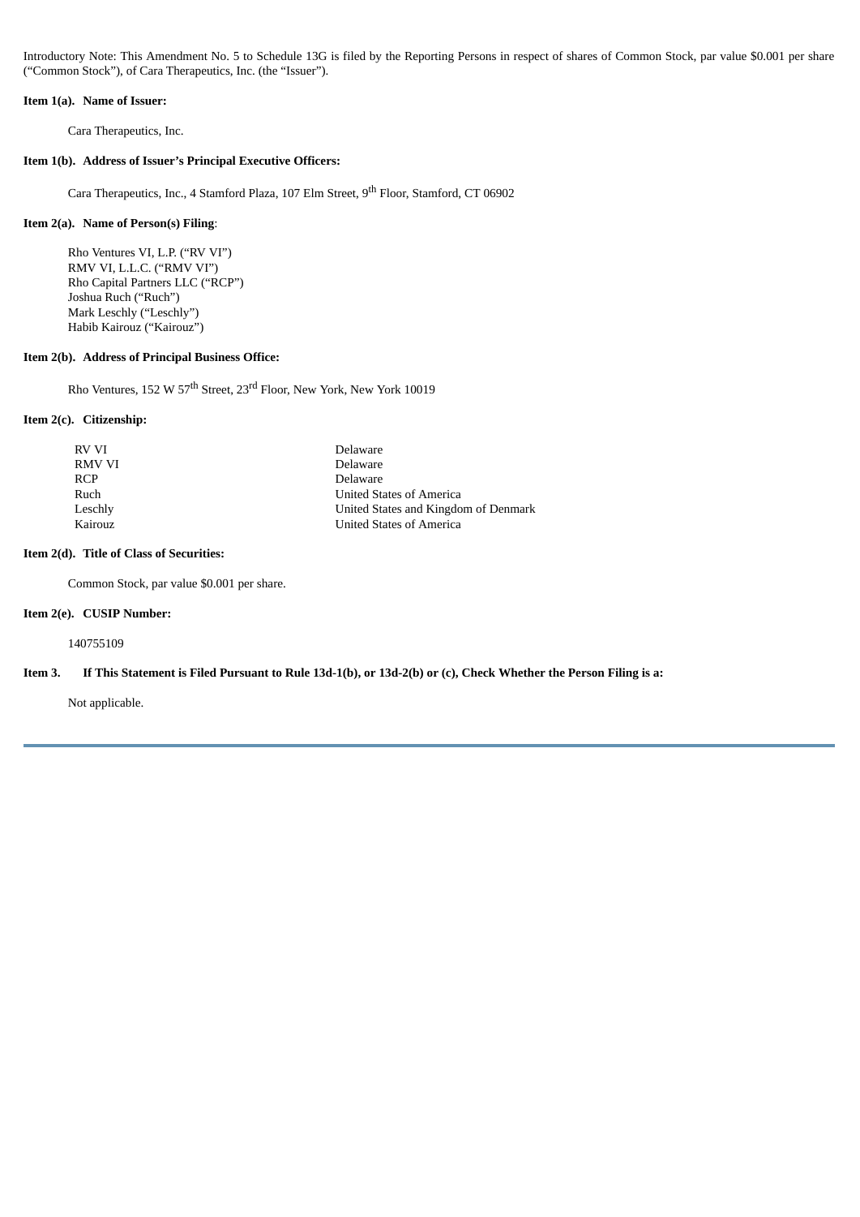Introductory Note: This Amendment No. 5 to Schedule 13G is filed by the Reporting Persons in respect of shares of Common Stock, par value $0.001 per share ("Common Stock"), of Cara Therapeutics, Inc. (the "Issuer").

**Item 1(a). Name of Issuer:**

Cara Therapeutics, Inc.

**Item 1(b). Address of Issuer's Principal Executive Officers:**

Cara Therapeutics, Inc., 4 Stamford Plaza, 107 Elm Street, 9th Floor, Stamford, CT 06902

**Item 2(a). Name of Person(s) Filing:**

Rho Ventures VI, L.P. ("RV VI")
RMV VI, L.L.C. ("RMV VI")
Rho Capital Partners LLC ("RCP")
Joshua Ruch ("Ruch")
Mark Leschly ("Leschly")
Habib Kairouz ("Kairouz")

**Item 2(b). Address of Principal Business Office:**

Rho Ventures, 152 W 57th Street, 23rd Floor, New York, New York 10019

**Item 2(c). Citizenship:**

| | |
|---|---|
| RV VI | Delaware |
| RMV VI | Delaware |
| RCP | Delaware |
| Ruch | United States of America |
| Leschly | United States and Kingdom of Denmark |
| Kairouz | United States of America |

**Item 2(d). Title of Class of Securities:**

Common Stock, par value $0.001 per share.

**Item 2(e). CUSIP Number:**

140755109

**Item 3. If This Statement is Filed Pursuant to Rule 13d-1(b), or 13d-2(b) or (c), Check Whether the Person Filing is a:**

Not applicable.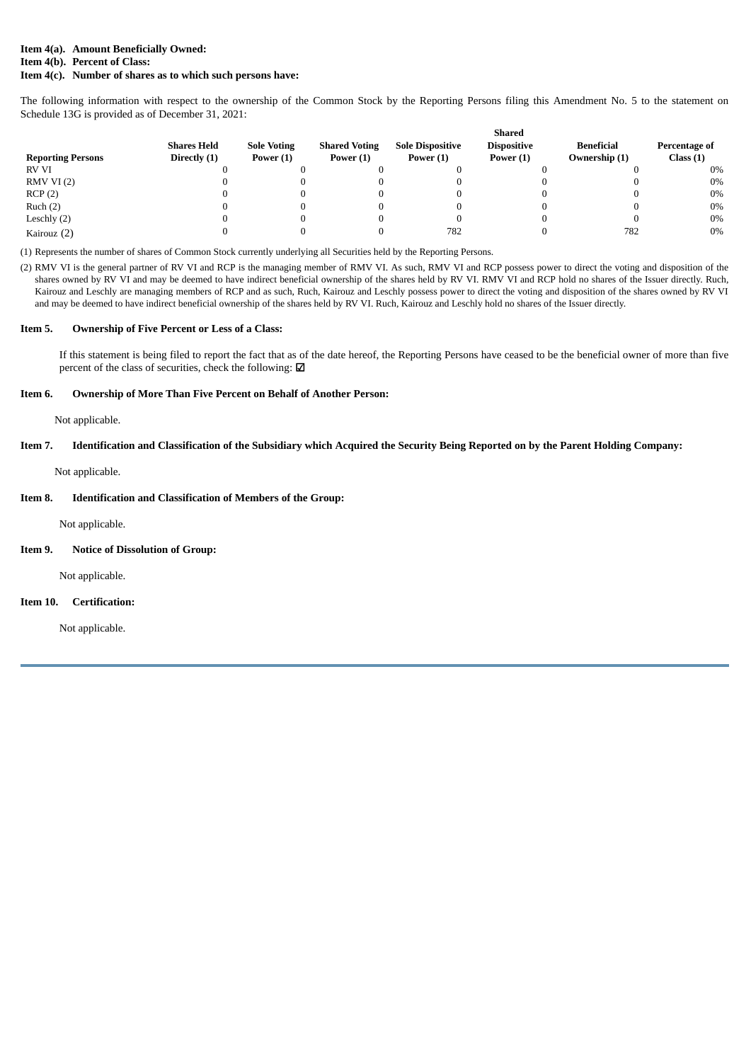**Item 4(a). Amount Beneficially Owned:**
**Item 4(b). Percent of Class:**
**Item 4(c). Number of shares as to which such persons have:**

The following information with respect to the ownership of the Common Stock by the Reporting Persons filing this Amendment No. 5 to the statement on Schedule 13G is provided as of December 31, 2021:

| Reporting Persons | Shares Held Directly (1) | Sole Voting Power (1) | Shared Voting Power (1) | Sole Dispositive Power (1) | Shared Dispositive Power (1) | Beneficial Ownership (1) | Percentage of Class (1) |
|---|---|---|---|---|---|---|---|
| RV VI | 0 | 0 | 0 | 0 | 0 | 0 | 0% |
| RMV VI (2) | 0 | 0 | 0 | 0 | 0 | 0 | 0% |
| RCP (2) | 0 | 0 | 0 | 0 | 0 | 0 | 0% |
| Ruch (2) | 0 | 0 | 0 | 0 | 0 | 0 | 0% |
| Leschly (2) | 0 | 0 | 0 | 0 | 0 | 0 | 0% |
| Kairouz (2) | 0 | 0 | 0 | 782 | 0 | 782 | 0% |

(1) Represents the number of shares of Common Stock currently underlying all Securities held by the Reporting Persons.

(2) RMV VI is the general partner of RV VI and RCP is the managing member of RMV VI. As such, RMV VI and RCP possess power to direct the voting and disposition of the shares owned by RV VI and may be deemed to have indirect beneficial ownership of the shares held by RV VI. RMV VI and RCP hold no shares of the Issuer directly. Ruch, Kairouz and Leschly are managing members of RCP and as such, Ruch, Kairouz and Leschly possess power to direct the voting and disposition of the shares owned by RV VI and may be deemed to have indirect beneficial ownership of the shares held by RV VI. Ruch, Kairouz and Leschly hold no shares of the Issuer directly.

**Item 5. Ownership of Five Percent or Less of a Class:**

If this statement is being filed to report the fact that as of the date hereof, the Reporting Persons have ceased to be the beneficial owner of more than five percent of the class of securities, check the following: ☑

**Item 6. Ownership of More Than Five Percent on Behalf of Another Person:**

Not applicable.

**Item 7. Identification and Classification of the Subsidiary which Acquired the Security Being Reported on by the Parent Holding Company:**

Not applicable.

**Item 8. Identification and Classification of Members of the Group:**

Not applicable.

**Item 9. Notice of Dissolution of Group:**

Not applicable.

**Item 10. Certification:**

Not applicable.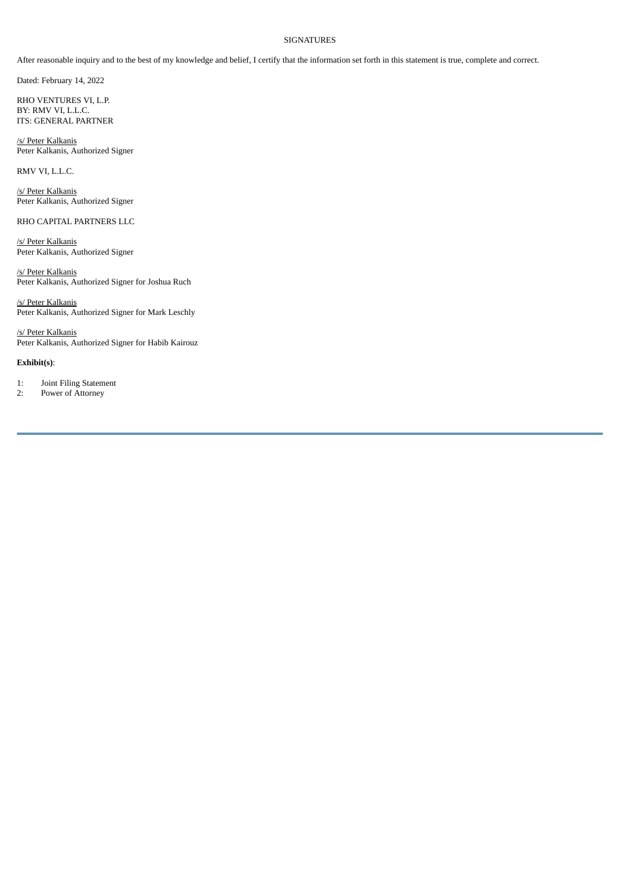SIGNATURES

After reasonable inquiry and to the best of my knowledge and belief, I certify that the information set forth in this statement is true, complete and correct.

Dated: February 14, 2022

RHO VENTURES VI, L.P.
BY: RMV VI, L.L.C.
ITS: GENERAL PARTNER

/s/ Peter Kalkanis
Peter Kalkanis, Authorized Signer

RMV VI, L.L.C.

/s/ Peter Kalkanis
Peter Kalkanis, Authorized Signer

RHO CAPITAL PARTNERS LLC

/s/ Peter Kalkanis
Peter Kalkanis, Authorized Signer

/s/ Peter Kalkanis
Peter Kalkanis, Authorized Signer for Joshua Ruch

/s/ Peter Kalkanis
Peter Kalkanis, Authorized Signer for Mark Leschly

/s/ Peter Kalkanis
Peter Kalkanis, Authorized Signer for Habib Kairouz

**Exhibit(s)**:

1: Joint Filing Statement
2: Power of Attorney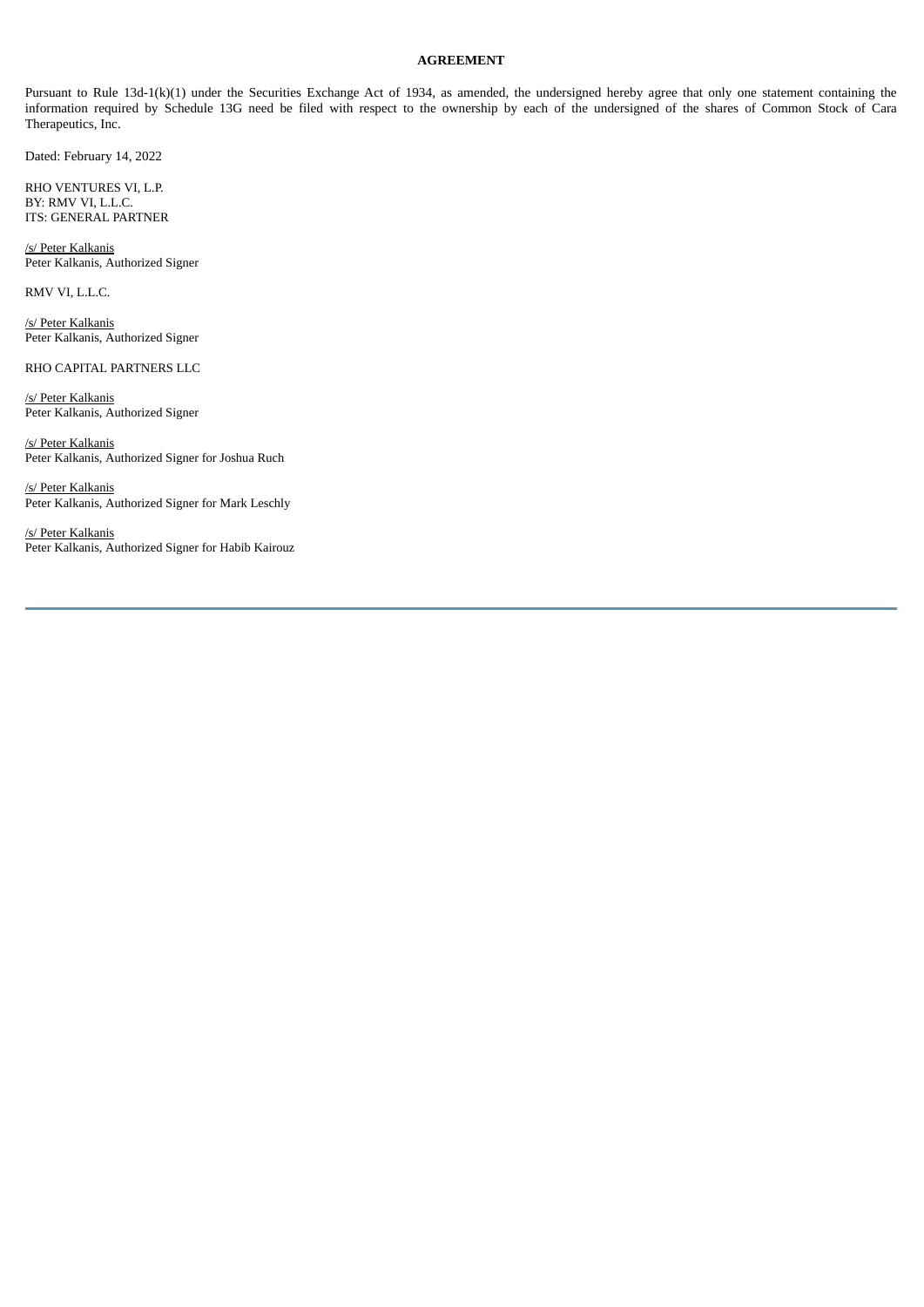**AGREEMENT**

Pursuant to Rule 13d-1(k)(1) under the Securities Exchange Act of 1934, as amended, the undersigned hereby agree that only one statement containing the information required by Schedule 13G need be filed with respect to the ownership by each of the undersigned of the shares of Common Stock of Cara Therapeutics, Inc.

Dated: February 14, 2022

RHO VENTURES VI, L.P.
BY: RMV VI, L.L.C.
ITS: GENERAL PARTNER

/s/ Peter Kalkanis
Peter Kalkanis, Authorized Signer

RMV VI, L.L.C.

/s/ Peter Kalkanis
Peter Kalkanis, Authorized Signer

RHO CAPITAL PARTNERS LLC

/s/ Peter Kalkanis
Peter Kalkanis, Authorized Signer

/s/ Peter Kalkanis
Peter Kalkanis, Authorized Signer for Joshua Ruch

/s/ Peter Kalkanis
Peter Kalkanis, Authorized Signer for Mark Leschly

/s/ Peter Kalkanis
Peter Kalkanis, Authorized Signer for Habib Kairouz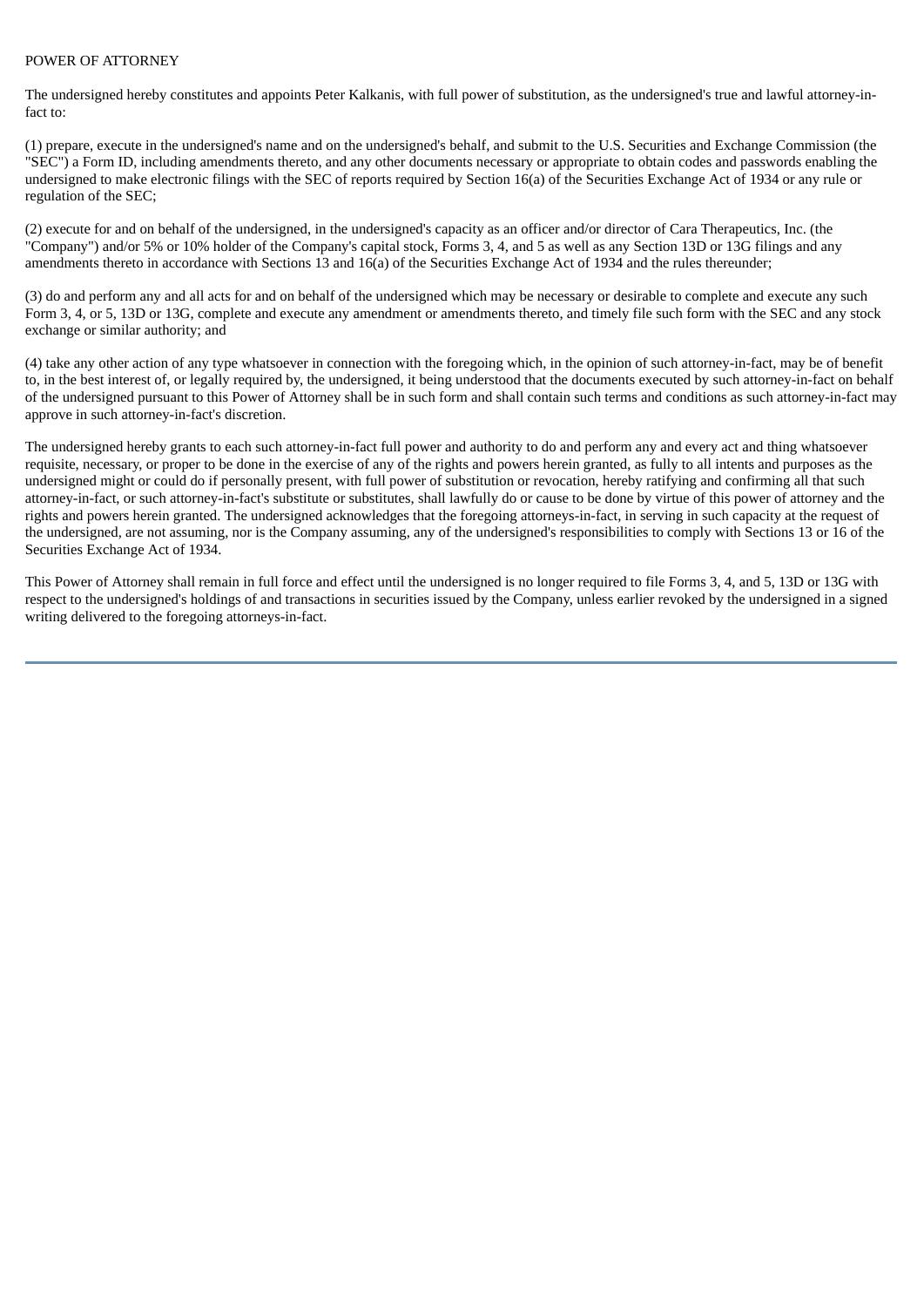POWER OF ATTORNEY

The undersigned hereby constitutes and appoints Peter Kalkanis, with full power of substitution, as the undersigned's true and lawful attorney-in-fact to:

(1) prepare, execute in the undersigned's name and on the undersigned's behalf, and submit to the U.S. Securities and Exchange Commission (the "SEC") a Form ID, including amendments thereto, and any other documents necessary or appropriate to obtain codes and passwords enabling the undersigned to make electronic filings with the SEC of reports required by Section 16(a) of the Securities Exchange Act of 1934 or any rule or regulation of the SEC;

(2) execute for and on behalf of the undersigned, in the undersigned's capacity as an officer and/or director of Cara Therapeutics, Inc. (the "Company") and/or 5% or 10% holder of the Company's capital stock, Forms 3, 4, and 5 as well as any Section 13D or 13G filings and any amendments thereto in accordance with Sections 13 and 16(a) of the Securities Exchange Act of 1934 and the rules thereunder;

(3) do and perform any and all acts for and on behalf of the undersigned which may be necessary or desirable to complete and execute any such Form 3, 4, or 5, 13D or 13G, complete and execute any amendment or amendments thereto, and timely file such form with the SEC and any stock exchange or similar authority; and

(4) take any other action of any type whatsoever in connection with the foregoing which, in the opinion of such attorney-in-fact, may be of benefit to, in the best interest of, or legally required by, the undersigned, it being understood that the documents executed by such attorney-in-fact on behalf of the undersigned pursuant to this Power of Attorney shall be in such form and shall contain such terms and conditions as such attorney-in-fact may approve in such attorney-in-fact's discretion.

The undersigned hereby grants to each such attorney-in-fact full power and authority to do and perform any and every act and thing whatsoever requisite, necessary, or proper to be done in the exercise of any of the rights and powers herein granted, as fully to all intents and purposes as the undersigned might or could do if personally present, with full power of substitution or revocation, hereby ratifying and confirming all that such attorney-in-fact, or such attorney-in-fact's substitute or substitutes, shall lawfully do or cause to be done by virtue of this power of attorney and the rights and powers herein granted. The undersigned acknowledges that the foregoing attorneys-in-fact, in serving in such capacity at the request of the undersigned, are not assuming, nor is the Company assuming, any of the undersigned's responsibilities to comply with Sections 13 or 16 of the Securities Exchange Act of 1934.

This Power of Attorney shall remain in full force and effect until the undersigned is no longer required to file Forms 3, 4, and 5, 13D or 13G with respect to the undersigned's holdings of and transactions in securities issued by the Company, unless earlier revoked by the undersigned in a signed writing delivered to the foregoing attorneys-in-fact.

---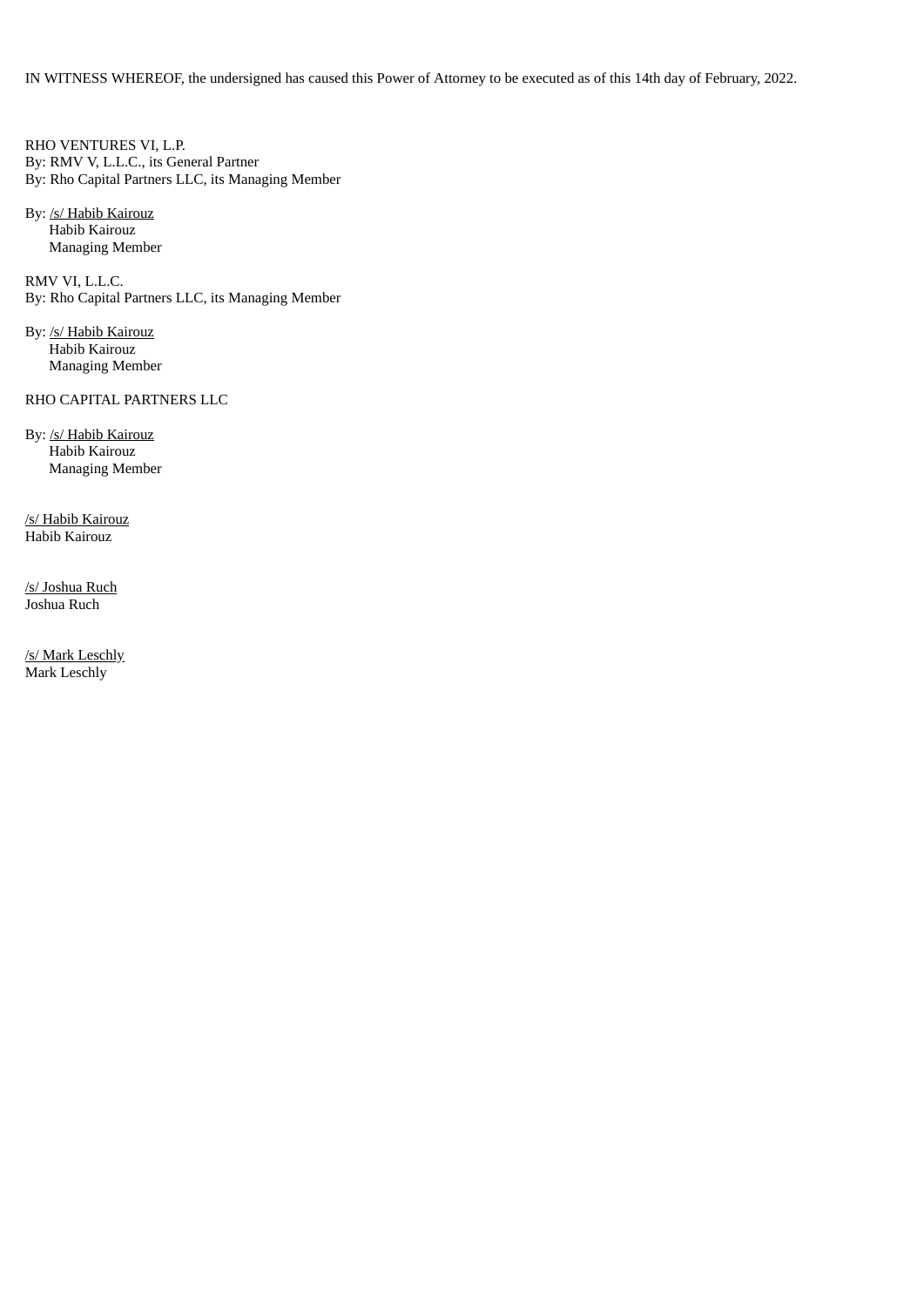IN WITNESS WHEREOF, the undersigned has caused this Power of Attorney to be executed as of this 14th day of February, 2022.

RHO VENTURES VI, L.P.
By: RMV V, L.L.C., its General Partner
By: Rho Capital Partners LLC, its Managing Member

By: /s/ Habib Kairouz
Habib Kairouz
Managing Member

RMV VI, L.L.C.
By: Rho Capital Partners LLC, its Managing Member

By: /s/ Habib Kairouz
Habib Kairouz
Managing Member

RHO CAPITAL PARTNERS LLC

By: /s/ Habib Kairouz
Habib Kairouz
Managing Member

/s/ Habib Kairouz
Habib Kairouz

/s/ Joshua Ruch
Joshua Ruch

/s/ Mark Leschly
Mark Leschly